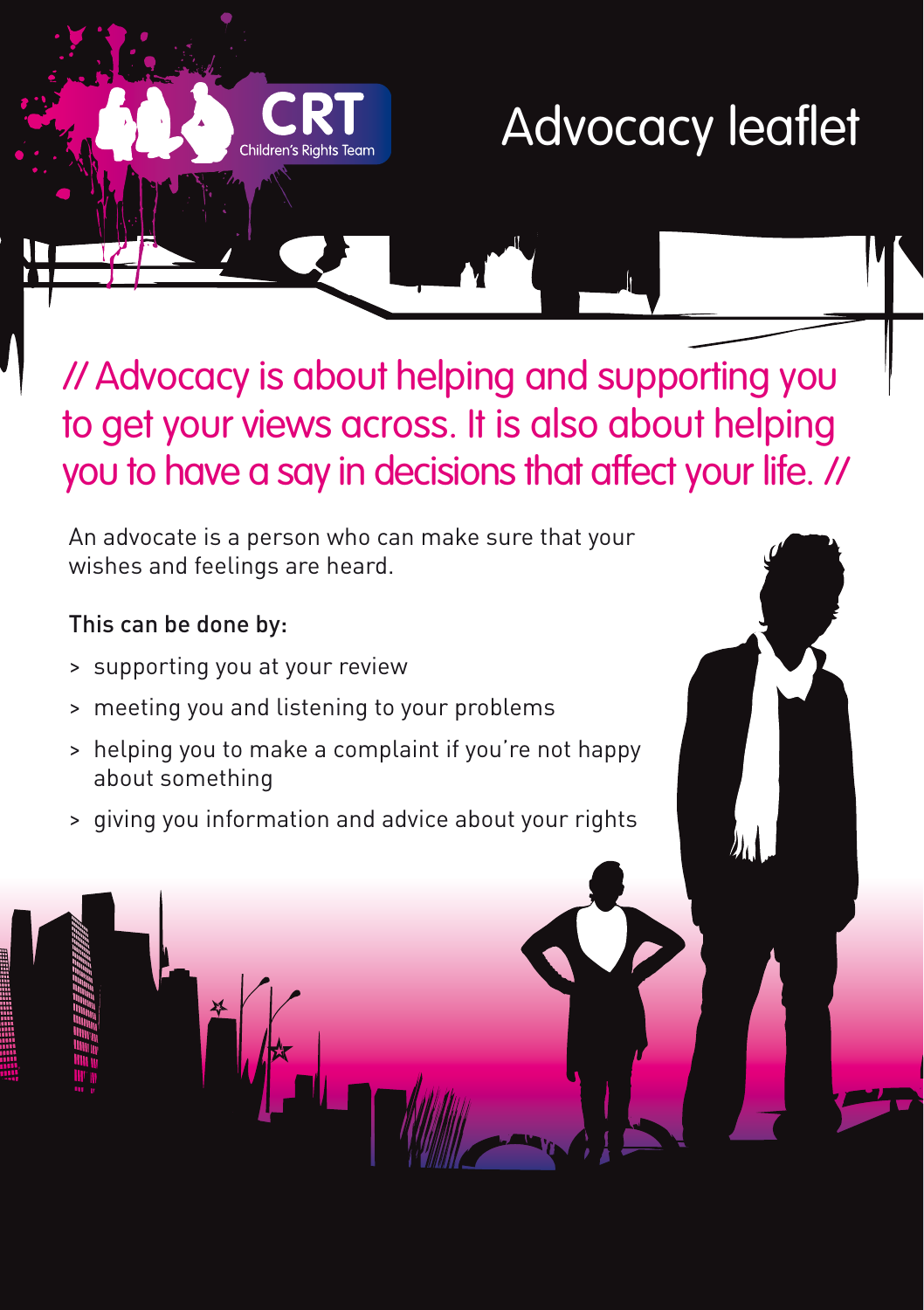CRT
Children's Rights Team

# Advocacy leaflet

## // Advocacy is about helping and supporting you to get your views across. It is also about helping you to have a say in decisions that affect your life. //

An advocate is a person who can make sure that your wishes and feelings are heard.

This can be done by:

> supporting you at your review

> meeting you and listening to your problems

> helping you to make a complaint if you're not happy about something

> giving you information and advice about your rights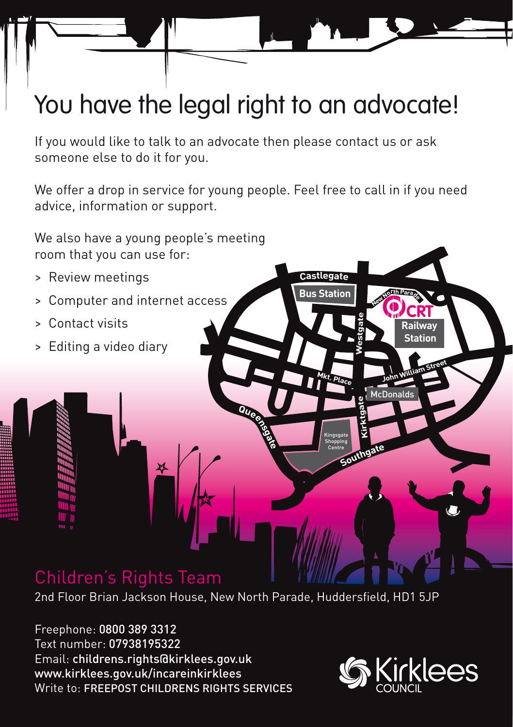# You have the legal right to an advocate!

If you would like to talk to an advocate then please contact us or ask someone else to do it for you.

We offer a drop in service for young people. Feel free to call in if you need advice, information or support.

We also have a young people's meeting room that you can use for:

> Review meetings

> Computer and internet access

> Contact visits

> Editing a video diary

Castlegate
Bus Station
New North Parade
CRT
Railway Station
Westgate
John William Street
Mkt. Place
McDonalds
Queensgate
Kirktgate
Kingsgate Shopping Centre
Southgate

## Children's Rights Team

2nd Floor Brian Jackson House, New North Parade, Huddersfield, HD1 5JP

Freephone: 0800 389 3312
Text number: 07938195322
Email: childrens.rights@kirklees.gov.uk
www.kirklees.gov.uk/incareinkirklees
Write to: FREEPOST CHILDRENS RIGHTS SERVICES

Kirklees COUNCIL